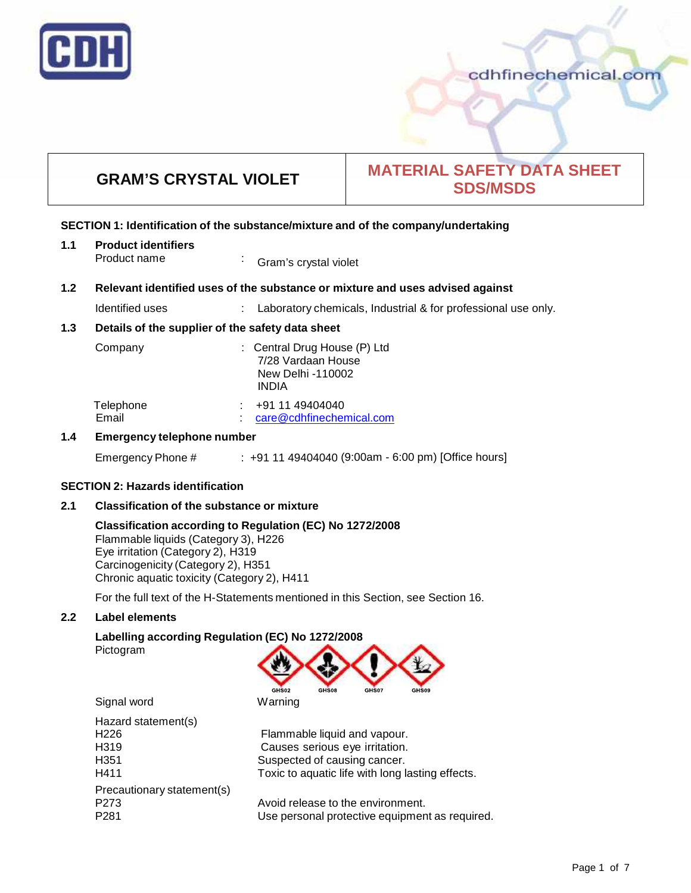# GRAM'S CRYSTAL VIOLET

## MATERIAL SAFETY DATA SHEET SDS/MSDS

### SECTION 1: Identification of the substance/mixture and of the company/undertaking

**1.1 Product identifiers**

Product name : Gram's crystal violet

**1.2 Relevant identified uses of the substance or mixture and uses advised against**

Identified uses : Laboratory chemicals, Industrial & for professional use only.

**1.3 Details of the supplier of the safety data sheet**

Company : Central Drug House (P) Ltd
7/28 Vardaan House
New Delhi -110002
INDIA

Telephone : +91 11 49404040
Email : care@cdhfinechemical.com

**1.4 Emergency telephone number**

Emergency Phone # : +91 11 49404040 (9:00am - 6:00 pm) [Office hours]

### SECTION 2: Hazards identification

**2.1 Classification of the substance or mixture**

**Classification according to Regulation (EC) No 1272/2008**

Flammable liquids (Category 3), H226
Eye irritation (Category 2), H319
Carcinogenicity (Category 2), H351
Chronic aquatic toxicity (Category 2), H411

For the full text of the H-Statements mentioned in this Section, see Section 16.

**2.2 Label elements**

**Labelling according Regulation (EC) No 1272/2008**

Pictogram

GHS02 GHS08 GHS07 GHS09

Signal word Warning

Hazard statement(s)

| | |
|---|---|
| H226 | Flammable liquid and vapour. |
| H319 | Causes serious eye irritation. |
| H351 | Suspected of causing cancer. |
| H411 | Toxic to aquatic life with long lasting effects. |

Precautionary statement(s)

| | |
|---|---|
| P273 | Avoid release to the environment. |
| P281 | Use personal protective equipment as required. |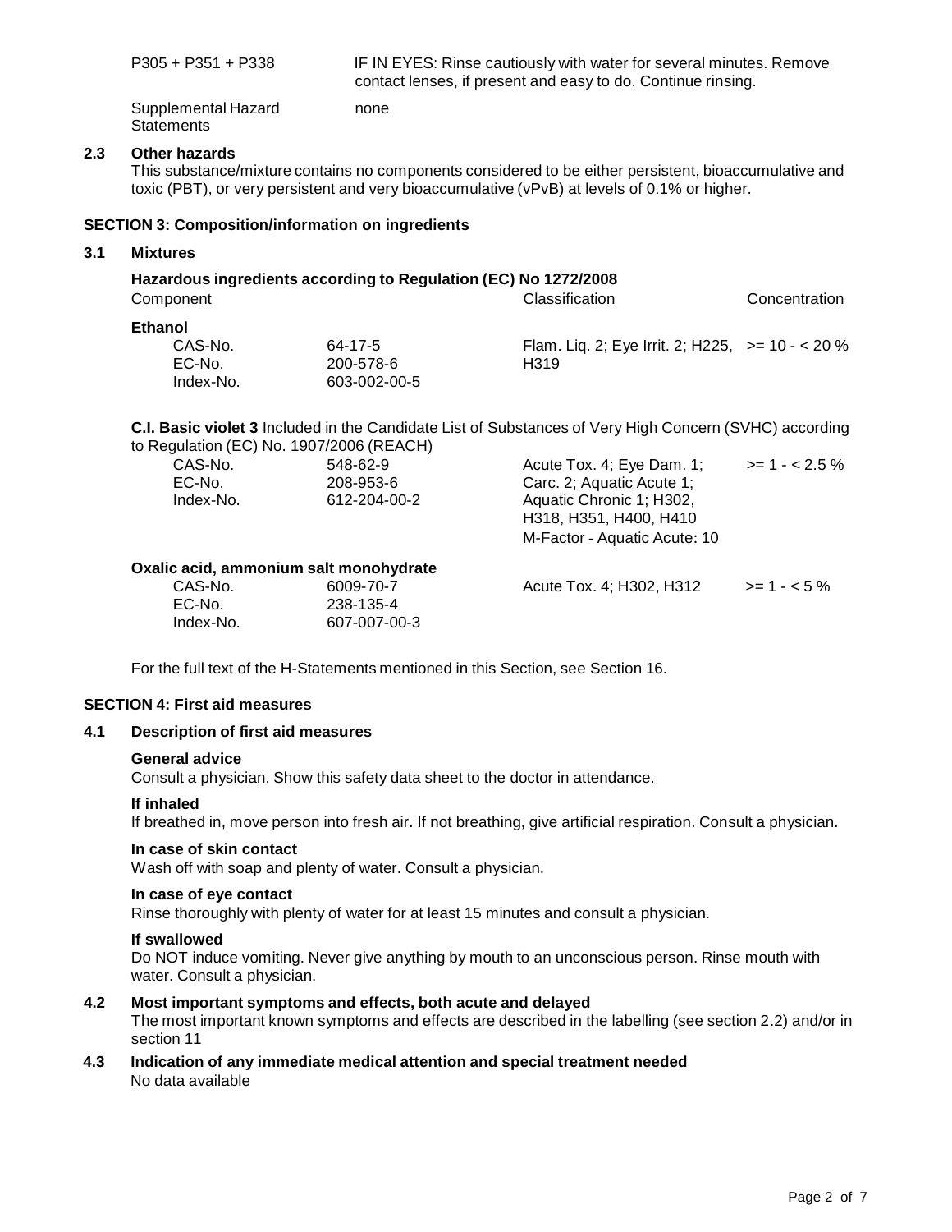| | |
|---|---|
| P305 + P351 + P338 | IF IN EYES: Rinse cautiously with water for several minutes. Remove contact lenses, if present and easy to do. Continue rinsing. |
| Supplemental Hazard Statements | none |

### 2.3 Other hazards

This substance/mixture contains no components considered to be either persistent, bioaccumulative and toxic (PBT), or very persistent and very bioaccumulative (vPvB) at levels of 0.1% or higher.

## SECTION 3: Composition/information on ingredients

### 3.1 Mixtures

**Hazardous ingredients according to Regulation (EC) No 1272/2008**

| Component | | Classification | Concentration |
|---|---|---|---|
| **Ethanol** | | | |
| CAS-No. | 64-17-5 | Flam. Liq. 2; Eye Irrit. 2; H225, H319 | >= 10 - < 20 % |
| EC-No. | 200-578-6 | | |
| Index-No. | 603-002-00-5 | | |
| **C.I. Basic violet 3** Included in the Candidate List of Substances of Very High Concern (SVHC) according to Regulation (EC) No. 1907/2006 (REACH) | | | |
| CAS-No. | 548-62-9 | Acute Tox. 4; Eye Dam. 1; Carc. 2; Aquatic Acute 1; Aquatic Chronic 1; H302, H318, H351, H400, H410 M-Factor - Aquatic Acute: 10 | >= 1 - < 2.5 % |
| EC-No. | 208-953-6 | | |
| Index-No. | 612-204-00-2 | | |
| **Oxalic acid, ammonium salt monohydrate** | | | |
| CAS-No. | 6009-70-7 | Acute Tox. 4; H302, H312 | >= 1 - < 5 % |
| EC-No. | 238-135-4 | | |
| Index-No. | 607-007-00-3 | | |

For the full text of the H-Statements mentioned in this Section, see Section 16.

## SECTION 4: First aid measures

### 4.1 Description of first aid measures

**General advice**

Consult a physician. Show this safety data sheet to the doctor in attendance.

**If inhaled**

If breathed in, move person into fresh air. If not breathing, give artificial respiration. Consult a physician.

**In case of skin contact**

Wash off with soap and plenty of water. Consult a physician.

**In case of eye contact**

Rinse thoroughly with plenty of water for at least 15 minutes and consult a physician.

**If swallowed**

Do NOT induce vomiting. Never give anything by mouth to an unconscious person. Rinse mouth with water. Consult a physician.

### 4.2 Most important symptoms and effects, both acute and delayed

The most important known symptoms and effects are described in the labelling (see section 2.2) and/or in section 11

### 4.3 Indication of any immediate medical attention and special treatment needed

No data available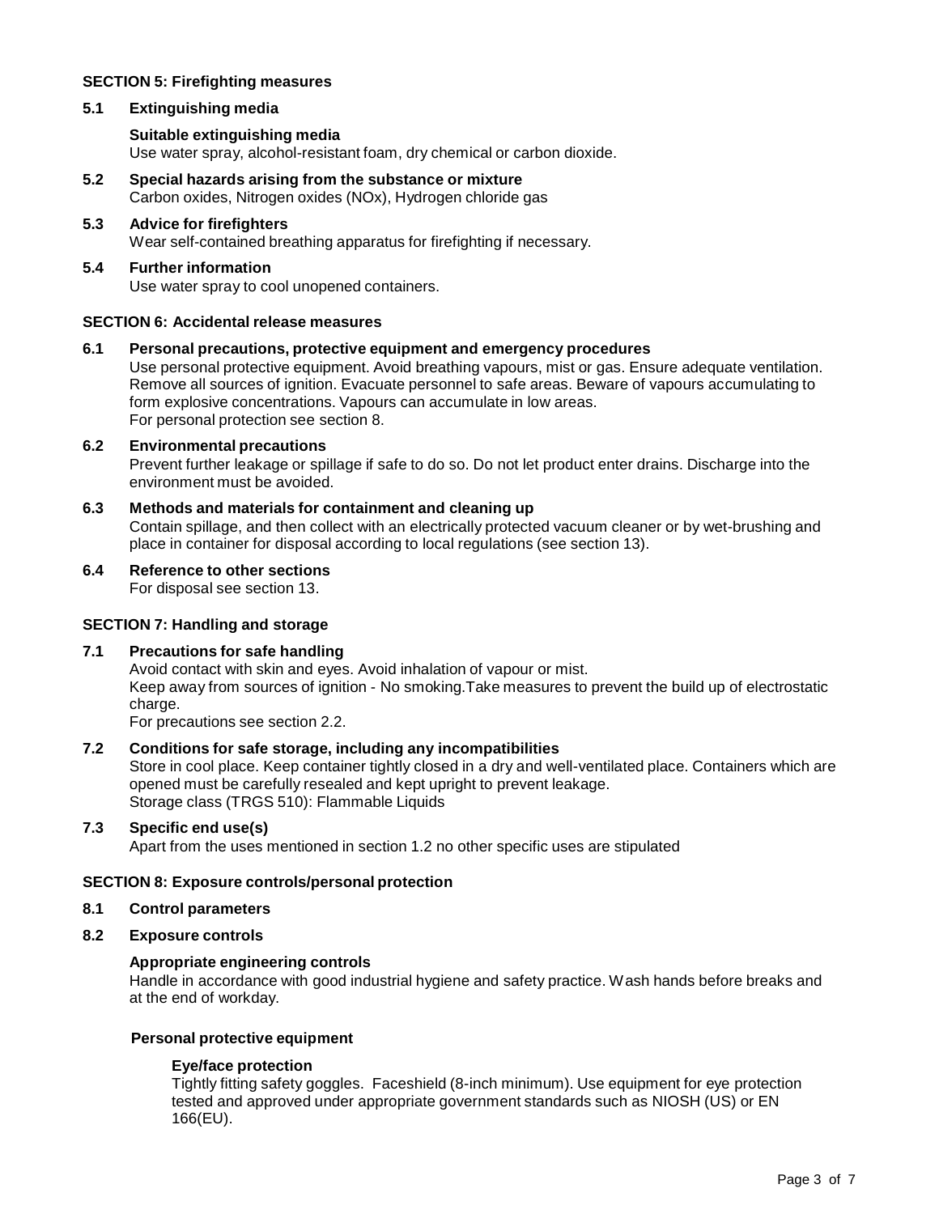## SECTION 5: Firefighting measures

### 5.1 Extinguishing media

**Suitable extinguishing media**

Use water spray, alcohol-resistant foam, dry chemical or carbon dioxide.

### 5.2 Special hazards arising from the substance or mixture

Carbon oxides, Nitrogen oxides (NOx), Hydrogen chloride gas

### 5.3 Advice for firefighters

Wear self-contained breathing apparatus for firefighting if necessary.

### 5.4 Further information

Use water spray to cool unopened containers.

## SECTION 6: Accidental release measures

### 6.1 Personal precautions, protective equipment and emergency procedures

Use personal protective equipment. Avoid breathing vapours, mist or gas. Ensure adequate ventilation. Remove all sources of ignition. Evacuate personnel to safe areas. Beware of vapours accumulating to form explosive concentrations. Vapours can accumulate in low areas.
For personal protection see section 8.

### 6.2 Environmental precautions

Prevent further leakage or spillage if safe to do so. Do not let product enter drains. Discharge into the environment must be avoided.

### 6.3 Methods and materials for containment and cleaning up

Contain spillage, and then collect with an electrically protected vacuum cleaner or by wet-brushing and place in container for disposal according to local regulations (see section 13).

### 6.4 Reference to other sections

For disposal see section 13.

## SECTION 7: Handling and storage

### 7.1 Precautions for safe handling

Avoid contact with skin and eyes. Avoid inhalation of vapour or mist.
Keep away from sources of ignition - No smoking.Take measures to prevent the build up of electrostatic charge.
For precautions see section 2.2.

### 7.2 Conditions for safe storage, including any incompatibilities

Store in cool place. Keep container tightly closed in a dry and well-ventilated place. Containers which are opened must be carefully resealed and kept upright to prevent leakage.
Storage class (TRGS 510): Flammable Liquids

### 7.3 Specific end use(s)

Apart from the uses mentioned in section 1.2 no other specific uses are stipulated

## SECTION 8: Exposure controls/personal protection

### 8.1 Control parameters

### 8.2 Exposure controls

**Appropriate engineering controls**

Handle in accordance with good industrial hygiene and safety practice. Wash hands before breaks and at the end of workday.

**Personal protective equipment**

**Eye/face protection**

Tightly fitting safety goggles. Faceshield (8-inch minimum). Use equipment for eye protection tested and approved under appropriate government standards such as NIOSH (US) or EN 166(EU).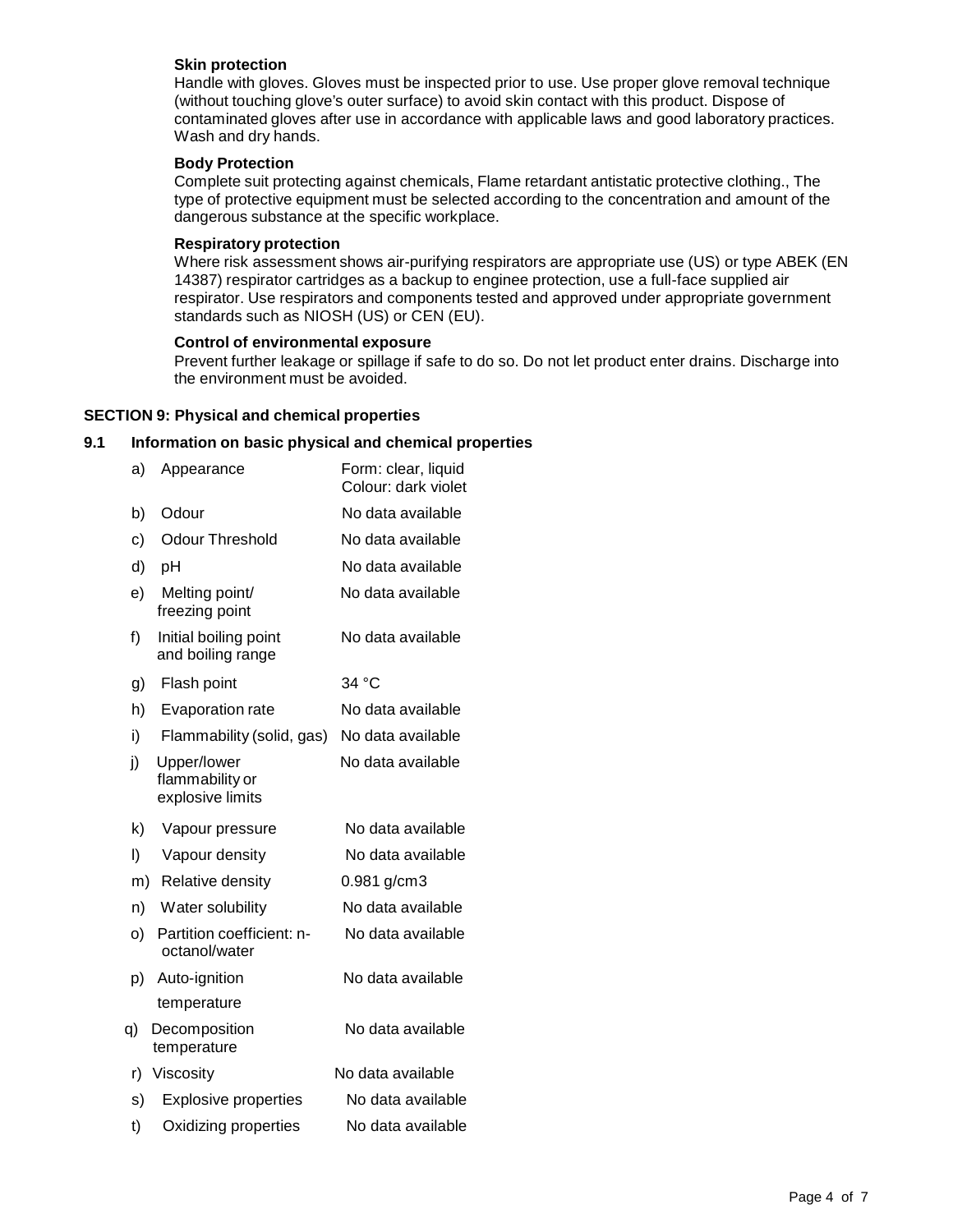**Skin protection**

Handle with gloves. Gloves must be inspected prior to use. Use proper glove removal technique (without touching glove's outer surface) to avoid skin contact with this product. Dispose of contaminated gloves after use in accordance with applicable laws and good laboratory practices. Wash and dry hands.

**Body Protection**

Complete suit protecting against chemicals, Flame retardant antistatic protective clothing., The type of protective equipment must be selected according to the concentration and amount of the dangerous substance at the specific workplace.

**Respiratory protection**

Where risk assessment shows air-purifying respirators are appropriate use (US) or type ABEK (EN 14387) respirator cartridges as a backup to enginee protection, use a full-face supplied air respirator. Use respirators and components tested and approved under appropriate government standards such as NIOSH (US) or CEN (EU).

**Control of environmental exposure**

Prevent further leakage or spillage if safe to do so. Do not let product enter drains. Discharge into the environment must be avoided.

## SECTION 9: Physical and chemical properties

### 9.1 Information on basic physical and chemical properties

| | Property | Value |
|---|---|---|
| a) | Appearance | Form: clear, liquid<br>Colour: dark violet |
| b) | Odour | No data available |
| c) | Odour Threshold | No data available |
| d) | pH | No data available |
| e) | Melting point/ freezing point | No data available |
| f) | Initial boiling point and boiling range | No data available |
| g) | Flash point | 34 °C |
| h) | Evaporation rate | No data available |
| i) | Flammability (solid, gas) | No data available |
| j) | Upper/lower flammability or explosive limits | No data available |
| k) | Vapour pressure | No data available |
| l) | Vapour density | No data available |
| m) | Relative density | 0.981 g/cm3 |
| n) | Water solubility | No data available |
| o) | Partition coefficient: n-octanol/water | No data available |
| p) | Auto-ignition temperature | No data available |
| q) | Decomposition temperature | No data available |
| r) | Viscosity | No data available |
| s) | Explosive properties | No data available |
| t) | Oxidizing properties | No data available |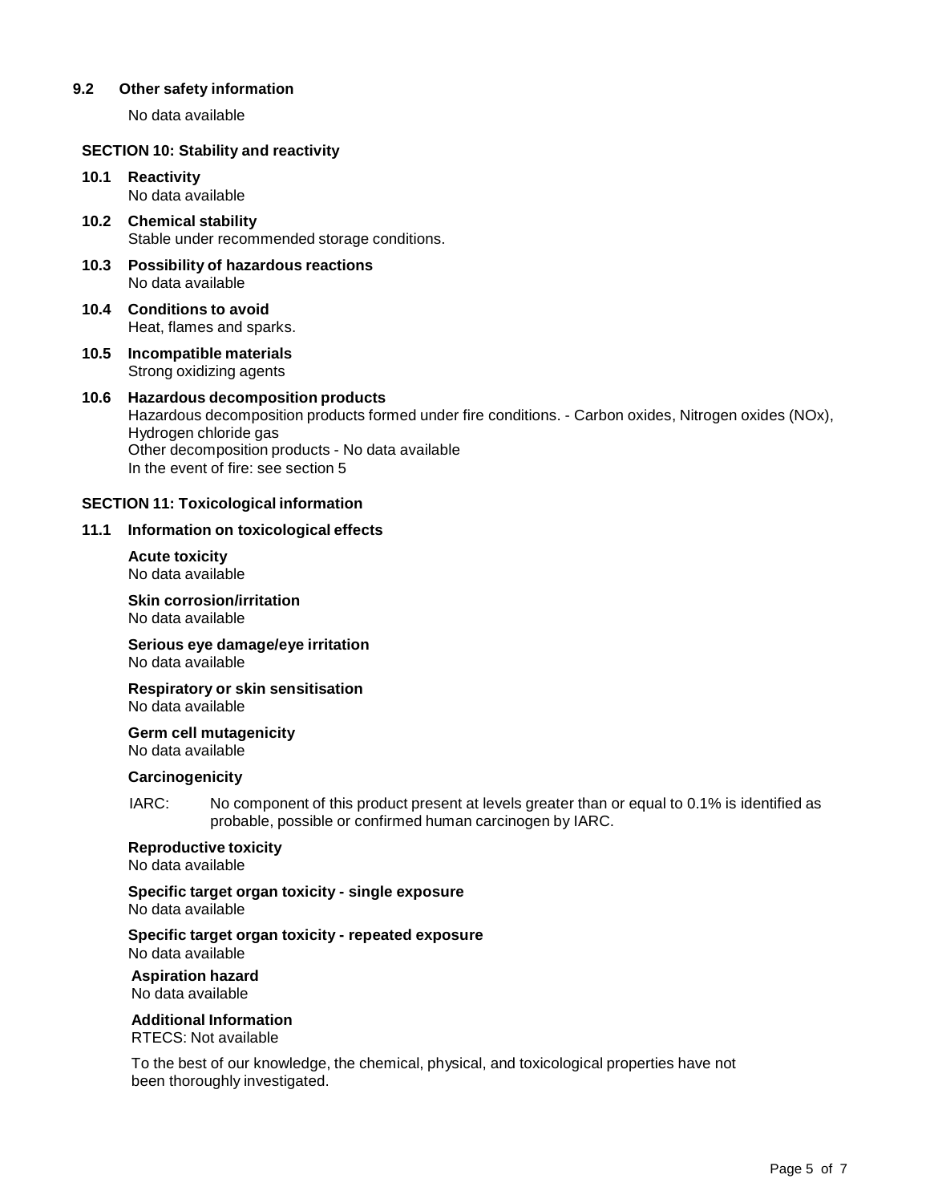### 9.2 Other safety information

No data available

## SECTION 10: Stability and reactivity

### 10.1 Reactivity

No data available

### 10.2 Chemical stability

Stable under recommended storage conditions.

### 10.3 Possibility of hazardous reactions

No data available

### 10.4 Conditions to avoid

Heat, flames and sparks.

### 10.5 Incompatible materials

Strong oxidizing agents

### 10.6 Hazardous decomposition products

Hazardous decomposition products formed under fire conditions. - Carbon oxides, Nitrogen oxides (NOx), Hydrogen chloride gas
Other decomposition products - No data available
In the event of fire: see section 5

## SECTION 11: Toxicological information

### 11.1 Information on toxicological effects

**Acute toxicity**
No data available

**Skin corrosion/irritation**
No data available

**Serious eye damage/eye irritation**
No data available

**Respiratory or skin sensitisation**
No data available

**Germ cell mutagenicity**
No data available

**Carcinogenicity**

IARC: No component of this product present at levels greater than or equal to 0.1% is identified as probable, possible or confirmed human carcinogen by IARC.

**Reproductive toxicity**
No data available

**Specific target organ toxicity - single exposure**
No data available

**Specific target organ toxicity - repeated exposure**
No data available

**Aspiration hazard**
No data available

**Additional Information**
RTECS: Not available

To the best of our knowledge, the chemical, physical, and toxicological properties have not been thoroughly investigated.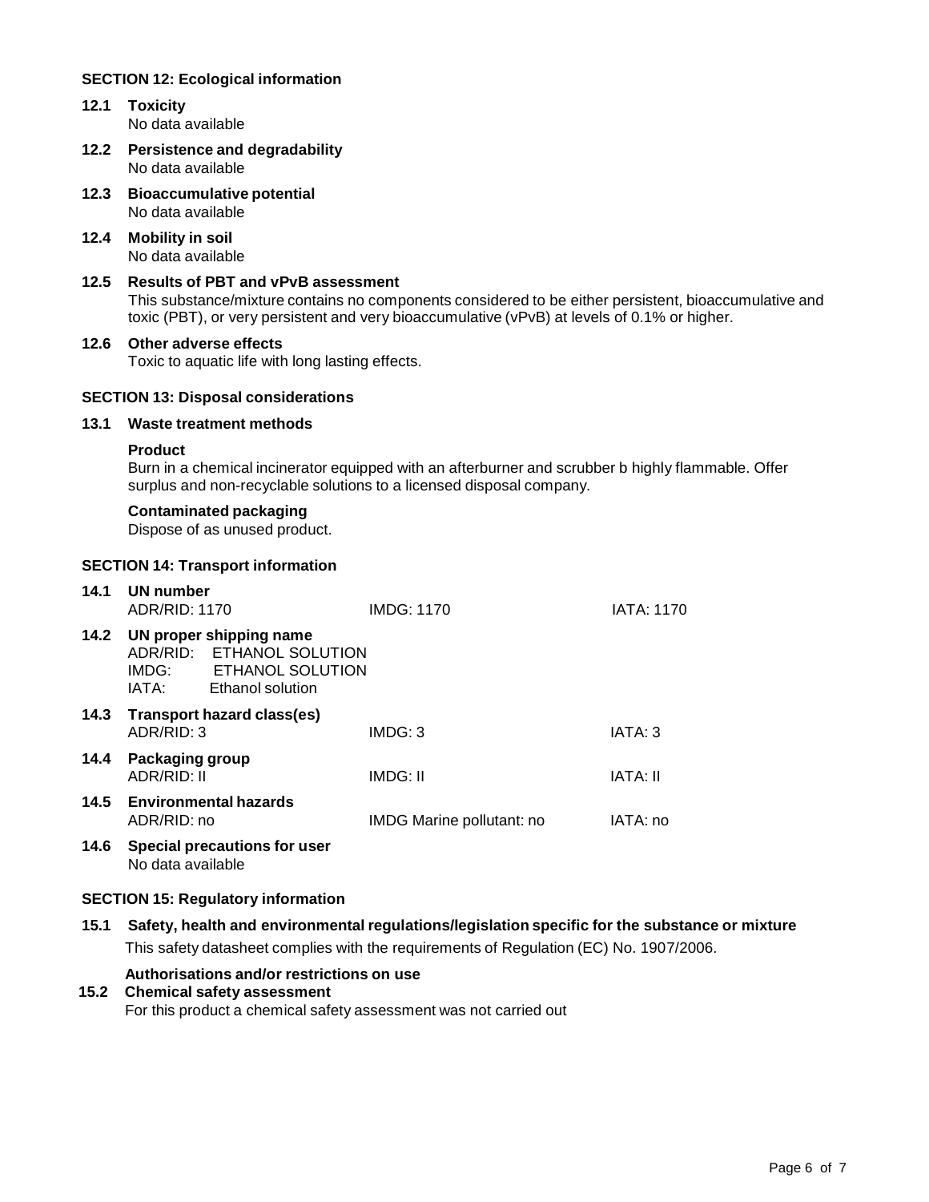## SECTION 12: Ecological information

**12.1 Toxicity**
No data available

**12.2 Persistence and degradability**
No data available

**12.3 Bioaccumulative potential**
No data available

**12.4 Mobility in soil**
No data available

**12.5 Results of PBT and vPvB assessment**
This substance/mixture contains no components considered to be either persistent, bioaccumulative and toxic (PBT), or very persistent and very bioaccumulative (vPvB) at levels of 0.1% or higher.

**12.6 Other adverse effects**
Toxic to aquatic life with long lasting effects.

## SECTION 13: Disposal considerations

**13.1 Waste treatment methods**

**Product**
Burn in a chemical incinerator equipped with an afterburner and scrubber b highly flammable. Offer surplus and non-recyclable solutions to a licensed disposal company.

**Contaminated packaging**
Dispose of as unused product.

## SECTION 14: Transport information

**14.1 UN number**

| ADR/RID: 1170 | IMDG: 1170 | IATA: 1170 |
|---|---|---|

**14.2 UN proper shipping name**
ADR/RID: ETHANOL SOLUTION
IMDG: ETHANOL SOLUTION
IATA: Ethanol solution

**14.3 Transport hazard class(es)**

| ADR/RID: 3 | IMDG: 3 | IATA: 3 |
|---|---|---|

**14.4 Packaging group**

| ADR/RID: II | IMDG: II | IATA: II |
|---|---|---|

**14.5 Environmental hazards**

| ADR/RID: no | IMDG Marine pollutant: no | IATA: no |
|---|---|---|

**14.6 Special precautions for user**
No data available

## SECTION 15: Regulatory information

**15.1 Safety, health and environmental regulations/legislation specific for the substance or mixture**
This safety datasheet complies with the requirements of Regulation (EC) No. 1907/2006.

**Authorisations and/or restrictions on use**

**15.2 Chemical safety assessment**
For this product a chemical safety assessment was not carried out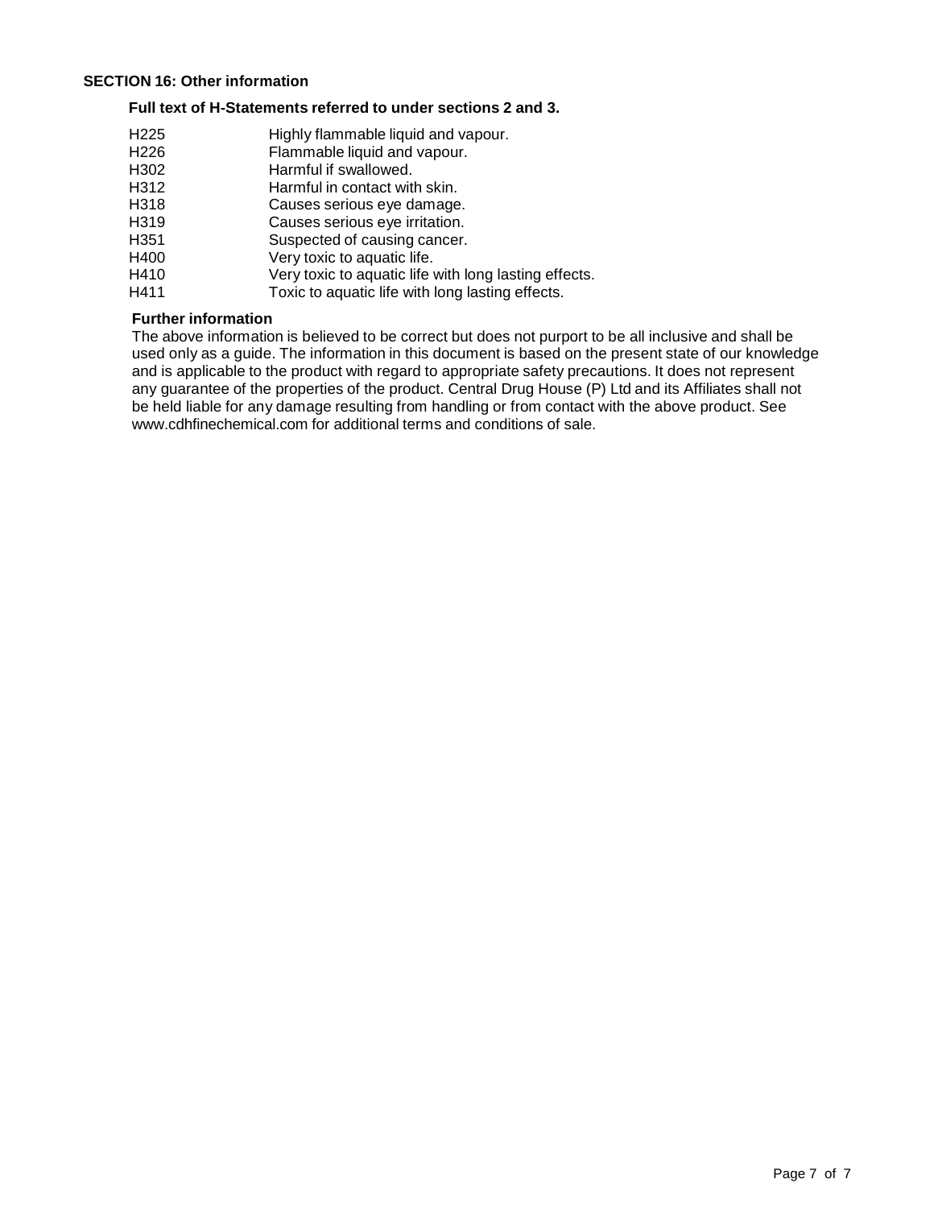## SECTION 16: Other information

### Full text of H-Statements referred to under sections 2 and 3.

| | |
|---|---|
| H225 | Highly flammable liquid and vapour. |
| H226 | Flammable liquid and vapour. |
| H302 | Harmful if swallowed. |
| H312 | Harmful in contact with skin. |
| H318 | Causes serious eye damage. |
| H319 | Causes serious eye irritation. |
| H351 | Suspected of causing cancer. |
| H400 | Very toxic to aquatic life. |
| H410 | Very toxic to aquatic life with long lasting effects. |
| H411 | Toxic to aquatic life with long lasting effects. |

**Further information**

The above information is believed to be correct but does not purport to be all inclusive and shall be used only as a guide. The information in this document is based on the present state of our knowledge and is applicable to the product with regard to appropriate safety precautions. It does not represent any guarantee of the properties of the product. Central Drug House (P) Ltd and its Affiliates shall not be held liable for any damage resulting from handling or from contact with the above product. See www.cdhfinechemical.com for additional terms and conditions of sale.